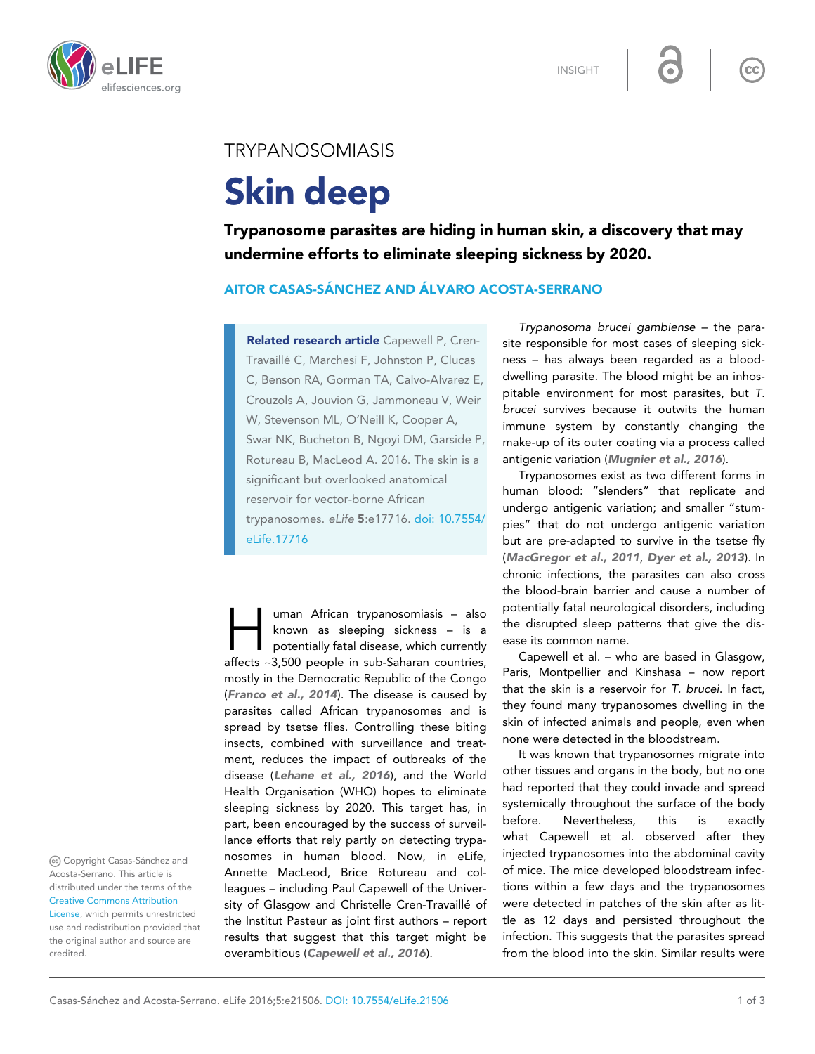TRYPANOSOMIASIS

# Skin deep

**Trypanosome parasites are hiding in human skin, a discovery that may undermine efforts to eliminate sleeping sickness by 2020.**

**AITOR CASAS-SÁNCHEZ AND ÁLVARO ACOSTA-SERRANO**

**Related research article** Capewell P, Cren-Travaillé C, Marchesi F, Johnston P, Clucas C, Benson RA, Gorman TA, Calvo-Alvarez E, Crouzols A, Jouvion G, Jammoneau V, Weir W, Stevenson ML, O'Neill K, Cooper A, Swar NK, Bucheton B, Ngoyi DM, Garside P, Rotureau B, MacLeod A. 2016. The skin is a significant but overlooked anatomical reservoir for vector-borne African trypanosomes. *eLife* **5**:e17716. doi: 10.7554/eLife.17716

Human African trypanosomiasis – also known as sleeping sickness – is a potentially fatal disease, which currently affects ~3,500 people in sub-Saharan countries, mostly in the Democratic Republic of the Congo (***Franco et al., 2014***). The disease is caused by parasites called African trypanosomes and is spread by tsetse flies. Controlling these biting insects, combined with surveillance and treatment, reduces the impact of outbreaks of the disease (***Lehane et al., 2016***), and the World Health Organisation (WHO) hopes to eliminate sleeping sickness by 2020. This target has, in part, been encouraged by the success of surveillance efforts that rely partly on detecting trypanosomes in human blood. Now, in eLife, Annette MacLeod, Brice Rotureau and colleagues – including Paul Capewell of the University of Glasgow and Christelle Cren-Travaillé of the Institut Pasteur as joint first authors – report results that suggest that this target might be overambitious (***Capewell et al., 2016***).

*Trypanosoma brucei gambiense* – the parasite responsible for most cases of sleeping sickness – has always been regarded as a blood-dwelling parasite. The blood might be an inhospitable environment for most parasites, but *T. brucei* survives because it outwits the human immune system by constantly changing the make-up of its outer coating via a process called antigenic variation (***Mugnier et al., 2016***).

Trypanosomes exist as two different forms in human blood: "slenders" that replicate and undergo antigenic variation; and smaller "stumpies" that do not undergo antigenic variation but are pre-adapted to survive in the tsetse fly (***MacGregor et al., 2011***, ***Dyer et al., 2013***). In chronic infections, the parasites can also cross the blood-brain barrier and cause a number of potentially fatal neurological disorders, including the disrupted sleep patterns that give the disease its common name.

Capewell et al. – who are based in Glasgow, Paris, Montpellier and Kinshasa – now report that the skin is a reservoir for *T. brucei*. In fact, they found many trypanosomes dwelling in the skin of infected animals and people, even when none were detected in the bloodstream.

It was known that trypanosomes migrate into other tissues and organs in the body, but no one had reported that they could invade and spread systemically throughout the surface of the body before. Nevertheless, this is exactly what Capewell et al. observed after they injected trypanosomes into the abdominal cavity of mice. The mice developed bloodstream infections within a few days and the trypanosomes were detected in patches of the skin after as little as 12 days and persisted throughout the infection. This suggests that the parasites spread from the blood into the skin. Similar results were

Copyright Casas-Sánchez and Acosta-Serrano. This article is distributed under the terms of the Creative Commons Attribution License, which permits unrestricted use and redistribution provided that the original author and source are credited.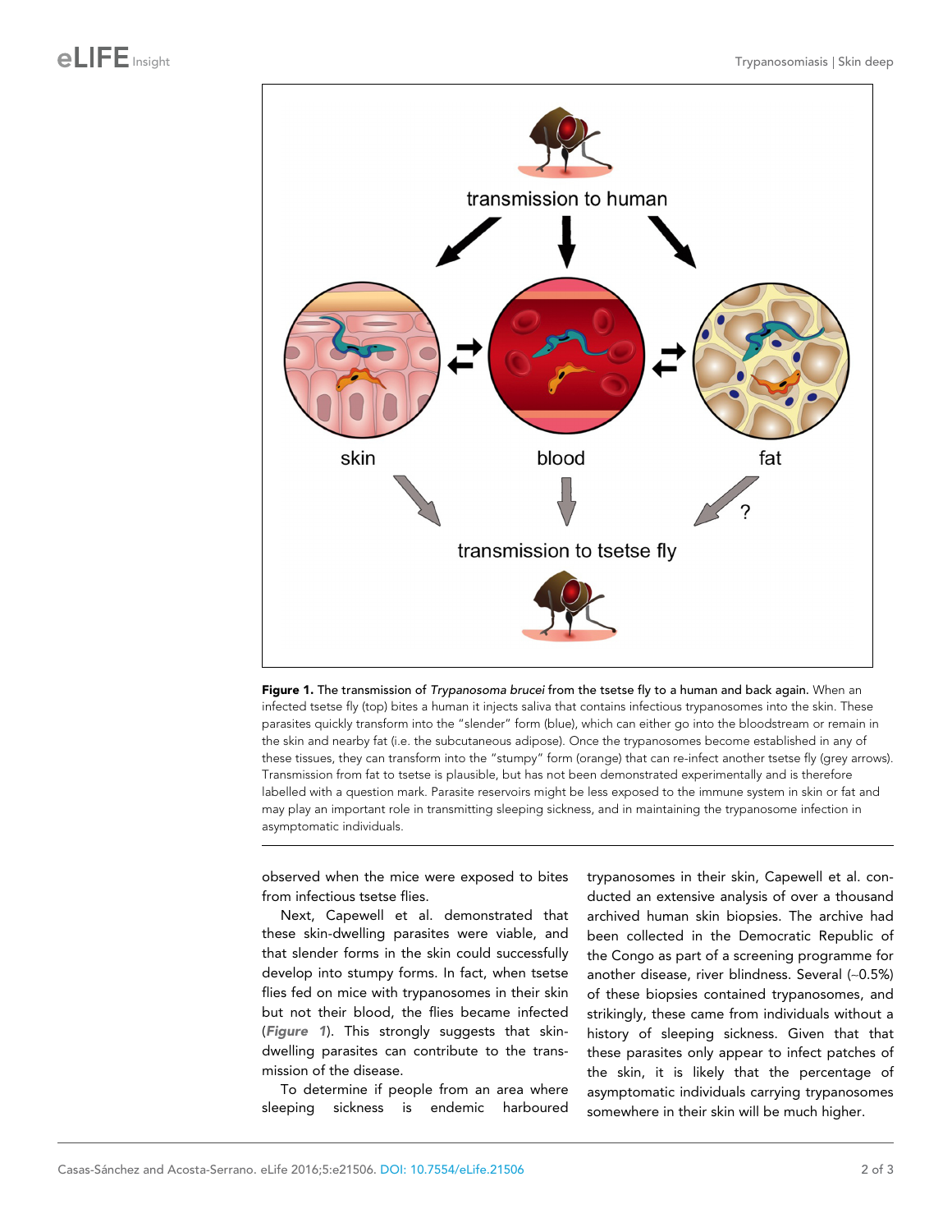**Figure 1.** **The transmission of *Trypanosoma brucei* from the tsetse fly to a human and back again.** When an infected tsetse fly (top) bites a human it injects saliva that contains infectious trypanosomes into the skin. These parasites quickly transform into the "slender" form (blue), which can either go into the bloodstream or remain in the skin and nearby fat (i.e. the subcutaneous adipose). Once the trypanosomes become established in any of these tissues, they can transform into the "stumpy" form (orange) that can re-infect another tsetse fly (grey arrows). Transmission from fat to tsetse is plausible, but has not been demonstrated experimentally and is therefore labelled with a question mark. Parasite reservoirs might be less exposed to the immune system in skin or fat and may play an important role in transmitting sleeping sickness, and in maintaining the trypanosome infection in asymptomatic individuals.

observed when the mice were exposed to bites from infectious tsetse flies.

Next, Capewell et al. demonstrated that these skin-dwelling parasites were viable, and that slender forms in the skin could successfully develop into stumpy forms. In fact, when tsetse flies fed on mice with trypanosomes in their skin but not their blood, the flies became infected (*Figure 1*). This strongly suggests that skin-dwelling parasites can contribute to the transmission of the disease.

To determine if people from an area where sleeping sickness is endemic harboured trypanosomes in their skin, Capewell et al. conducted an extensive analysis of over a thousand archived human skin biopsies. The archive had been collected in the Democratic Republic of the Congo as part of a screening programme for another disease, river blindness. Several (~0.5%) of these biopsies contained trypanosomes, and strikingly, these came from individuals without a history of sleeping sickness. Given that that these parasites only appear to infect patches of the skin, it is likely that the percentage of asymptomatic individuals carrying trypanosomes somewhere in their skin will be much higher.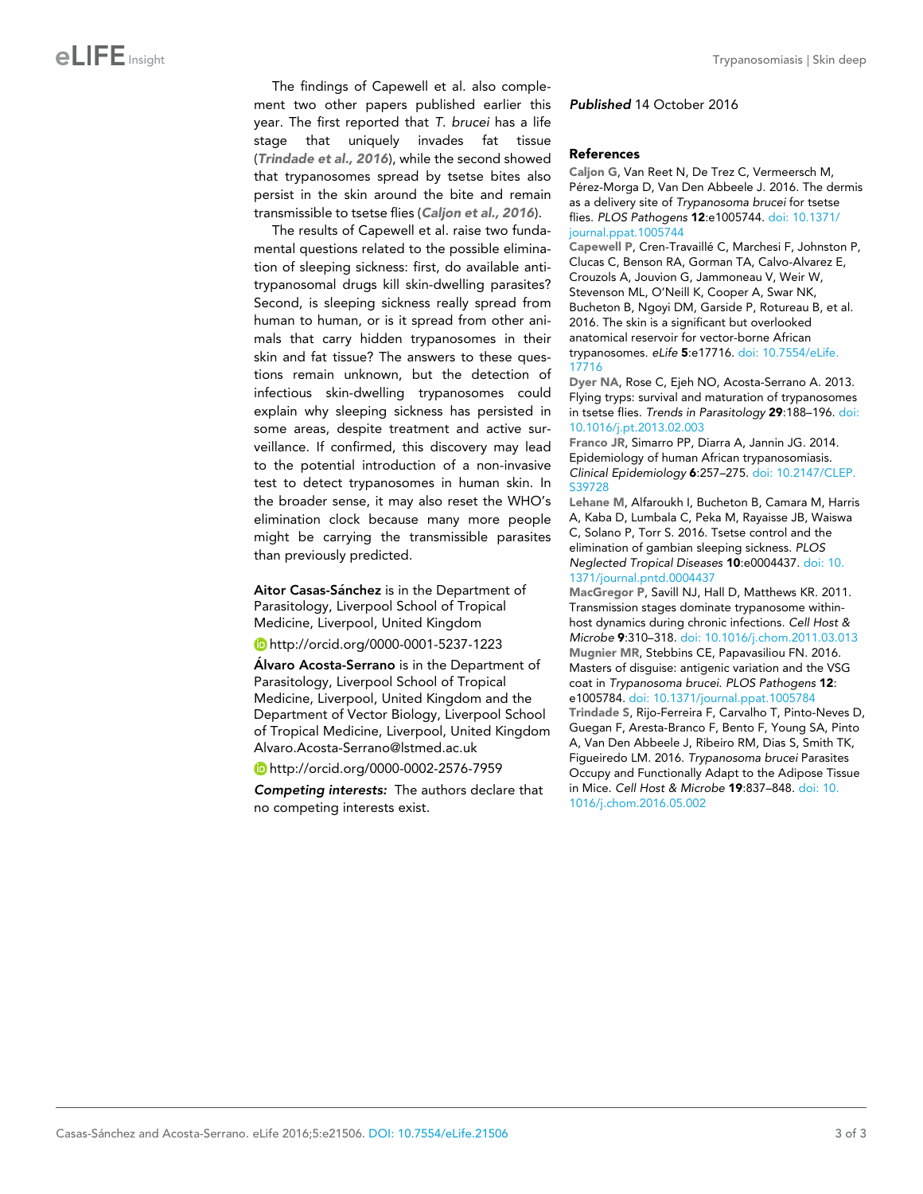The findings of Capewell et al. also complement two other papers published earlier this year. The first reported that *T. brucei* has a life stage that uniquely invades fat tissue (**Trindade et al., 2016**), while the second showed that trypanosomes spread by tsetse bites also persist in the skin around the bite and remain transmissible to tsetse flies (**Caljon et al., 2016**).

The results of Capewell et al. raise two fundamental questions related to the possible elimination of sleeping sickness: first, do available anti-trypanosomal drugs kill skin-dwelling parasites? Second, is sleeping sickness really spread from human to human, or is it spread from other animals that carry hidden trypanosomes in their skin and fat tissue? The answers to these questions remain unknown, but the detection of infectious skin-dwelling trypanosomes could explain why sleeping sickness has persisted in some areas, despite treatment and active surveillance. If confirmed, this discovery may lead to the potential introduction of a non-invasive test to detect trypanosomes in human skin. In the broader sense, it may also reset the WHO's elimination clock because many more people might be carrying the transmissible parasites than previously predicted.

**Aitor Casas-Sánchez** is in the Department of Parasitology, Liverpool School of Tropical Medicine, Liverpool, United Kingdom

http://orcid.org/0000-0001-5237-1223

**Álvaro Acosta-Serrano** is in the Department of Parasitology, Liverpool School of Tropical Medicine, Liverpool, United Kingdom and the Department of Vector Biology, Liverpool School of Tropical Medicine, Liverpool, United Kingdom
Alvaro.Acosta-Serrano@lstmed.ac.uk

http://orcid.org/0000-0002-2576-7959

***Competing interests:*** The authors declare that no competing interests exist.

***Published*** 14 October 2016

## References

**Caljon G**, Van Reet N, De Trez C, Vermeersch M, Pérez-Morga D, Van Den Abbeele J. 2016. The dermis as a delivery site of *Trypanosoma brucei* for tsetse flies. *PLOS Pathogens* **12**:e1005744. doi: 10.1371/journal.ppat.1005744

**Capewell P**, Cren-Travaillé C, Marchesi F, Johnston P, Clucas C, Benson RA, Gorman TA, Calvo-Alvarez E, Crouzols A, Jouvion G, Jammoneau V, Weir W, Stevenson ML, O'Neill K, Cooper A, Swar NK, Bucheton B, Ngoyi DM, Garside P, Rotureau B, et al. 2016. The skin is a significant but overlooked anatomical reservoir for vector-borne African trypanosomes. *eLife* **5**:e17716. doi: 10.7554/eLife.17716

**Dyer NA**, Rose C, Ejeh NO, Acosta-Serrano A. 2013. Flying tryps: survival and maturation of trypanosomes in tsetse flies. *Trends in Parasitology* **29**:188–196. doi: 10.1016/j.pt.2013.02.003

**Franco JR**, Simarro PP, Diarra A, Jannin JG. 2014. Epidemiology of human African trypanosomiasis. *Clinical Epidemiology* **6**:257–275. doi: 10.2147/CLEP.S39728

**Lehane M**, Alfaroukh I, Bucheton B, Camara M, Harris A, Kaba D, Lumbala C, Peka M, Rayaisse JB, Waiswa C, Solano P, Torr S. 2016. Tsetse control and the elimination of gambian sleeping sickness. *PLOS Neglected Tropical Diseases* **10**:e0004437. doi: 10.1371/journal.pntd.0004437

**MacGregor P**, Savill NJ, Hall D, Matthews KR. 2011. Transmission stages dominate trypanosome within-host dynamics during chronic infections. *Cell Host & Microbe* **9**:310–318. doi: 10.1016/j.chom.2011.03.013

**Mugnier MR**, Stebbins CE, Papavasiliou FN. 2016. Masters of disguise: antigenic variation and the VSG coat in *Trypanosoma brucei*. *PLOS Pathogens* **12**:e1005784. doi: 10.1371/journal.ppat.1005784

**Trindade S**, Rijo-Ferreira F, Carvalho T, Pinto-Neves D, Guegan F, Aresta-Branco F, Bento F, Young SA, Pinto A, Van Den Abbeele J, Ribeiro RM, Dias S, Smith TK, Figueiredo LM. 2016. *Trypanosoma brucei* Parasites Occupy and Functionally Adapt to the Adipose Tissue in Mice. *Cell Host & Microbe* **19**:837–848. doi: 10.1016/j.chom.2016.05.002